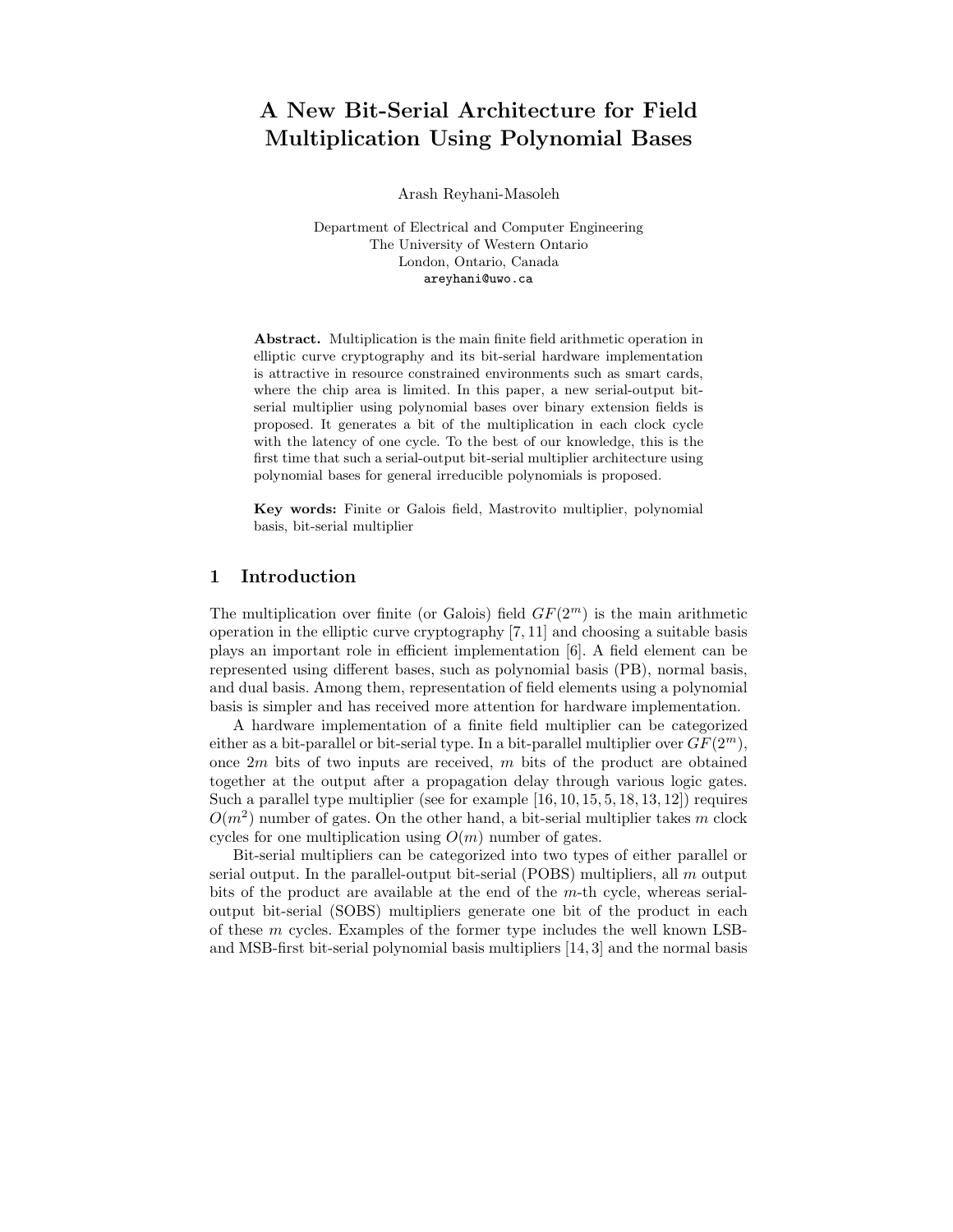# A New Bit-Serial Architecture for Field Multiplication Using Polynomial Bases

Arash Reyhani-Masoleh

Department of Electrical and Computer Engineering
The University of Western Ontario
London, Ontario, Canada
areyhani@uwo.ca

**Abstract.** Multiplication is the main finite field arithmetic operation in elliptic curve cryptography and its bit-serial hardware implementation is attractive in resource constrained environments such as smart cards, where the chip area is limited. In this paper, a new serial-output bit-serial multiplier using polynomial bases over binary extension fields is proposed. It generates a bit of the multiplication in each clock cycle with the latency of one cycle. To the best of our knowledge, this is the first time that such a serial-output bit-serial multiplier architecture using polynomial bases for general irreducible polynomials is proposed.

**Key words:** Finite or Galois field, Mastrovito multiplier, polynomial basis, bit-serial multiplier

## 1 Introduction

The multiplication over finite (or Galois) field $GF(2^m)$ is the main arithmetic operation in the elliptic curve cryptography [7, 11] and choosing a suitable basis plays an important role in efficient implementation [6]. A field element can be represented using different bases, such as polynomial basis (PB), normal basis, and dual basis. Among them, representation of field elements using a polynomial basis is simpler and has received more attention for hardware implementation.

A hardware implementation of a finite field multiplier can be categorized either as a bit-parallel or bit-serial type. In a bit-parallel multiplier over $GF(2^m)$, once $2m$ bits of two inputs are received, $m$ bits of the product are obtained together at the output after a propagation delay through various logic gates. Such a parallel type multiplier (see for example [16, 10, 15, 5, 18, 13, 12]) requires $O(m^2)$ number of gates. On the other hand, a bit-serial multiplier takes $m$ clock cycles for one multiplication using $O(m)$ number of gates.

Bit-serial multipliers can be categorized into two types of either parallel or serial output. In the parallel-output bit-serial (POBS) multipliers, all $m$ output bits of the product are available at the end of the $m$-th cycle, whereas serial-output bit-serial (SOBS) multipliers generate one bit of the product in each of these $m$ cycles. Examples of the former type includes the well known LSB- and MSB-first bit-serial polynomial basis multipliers [14, 3] and the normal basis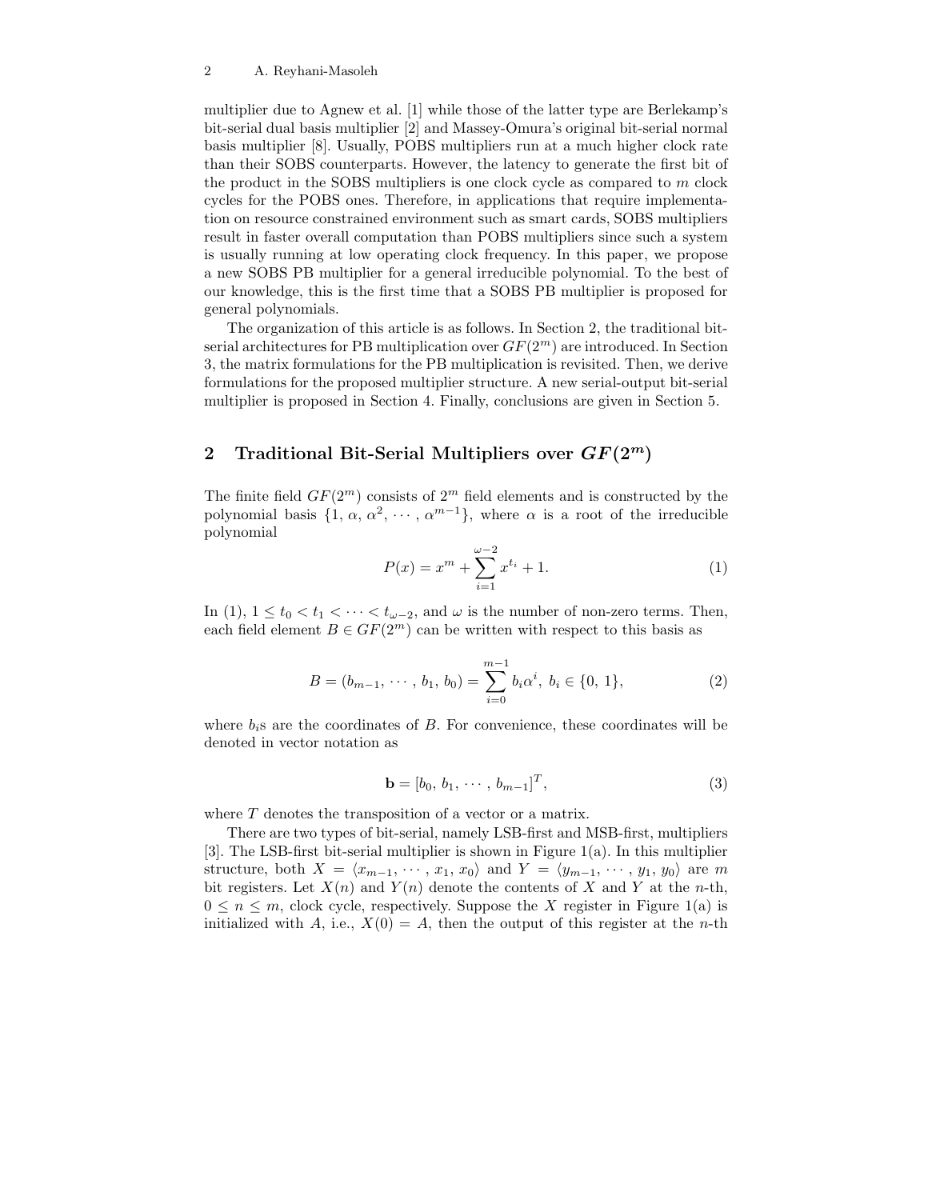multiplier due to Agnew et al. [1] while those of the latter type are Berlekamp's bit-serial dual basis multiplier [2] and Massey-Omura's original bit-serial normal basis multiplier [8]. Usually, POBS multipliers run at a much higher clock rate than their SOBS counterparts. However, the latency to generate the first bit of the product in the SOBS multipliers is one clock cycle as compared to $m$ clock cycles for the POBS ones. Therefore, in applications that require implementation on resource constrained environment such as smart cards, SOBS multipliers result in faster overall computation than POBS multipliers since such a system is usually running at low operating clock frequency. In this paper, we propose a new SOBS PB multiplier for a general irreducible polynomial. To the best of our knowledge, this is the first time that a SOBS PB multiplier is proposed for general polynomials.

The organization of this article is as follows. In Section 2, the traditional bit-serial architectures for PB multiplication over $GF(2^m)$ are introduced. In Section 3, the matrix formulations for the PB multiplication is revisited. Then, we derive formulations for the proposed multiplier structure. A new serial-output bit-serial multiplier is proposed in Section 4. Finally, conclusions are given in Section 5.

## 2 Traditional Bit-Serial Multipliers over $GF(2^m)$

The finite field $GF(2^m)$ consists of $2^m$ field elements and is constructed by the polynomial basis $\{1,\, \alpha,\, \alpha^2,\, \cdots,\, \alpha^{m-1}\}$, where $\alpha$ is a root of the irreducible polynomial

$$P(x) = x^m + \sum_{i=1}^{\omega-2} x^{t_i} + 1. \tag{1}$$

In (1), $1 \leq t_0 < t_1 < \cdots < t_{\omega-2}$, and $\omega$ is the number of non-zero terms. Then, each field element $B \in GF(2^m)$ can be written with respect to this basis as

$$B = (b_{m-1},\, \cdots,\, b_1,\, b_0) = \sum_{i=0}^{m-1} b_i \alpha^i,\ b_i \in \{0,\, 1\}, \tag{2}$$

where $b_i$s are the coordinates of $B$. For convenience, these coordinates will be denoted in vector notation as

$$\mathbf{b} = [b_0,\, b_1,\, \cdots,\, b_{m-1}]^T, \tag{3}$$

where $T$ denotes the transposition of a vector or a matrix.

There are two types of bit-serial, namely LSB-first and MSB-first, multipliers [3]. The LSB-first bit-serial multiplier is shown in Figure 1(a). In this multiplier structure, both $X = \langle x_{m-1},\, \cdots,\, x_1,\, x_0 \rangle$ and $Y = \langle y_{m-1},\, \cdots,\, y_1,\, y_0 \rangle$ are $m$ bit registers. Let $X(n)$ and $Y(n)$ denote the contents of $X$ and $Y$ at the $n$-th, $0 \leq n \leq m$, clock cycle, respectively. Suppose the $X$ register in Figure 1(a) is initialized with $A$, i.e., $X(0) = A$, then the output of this register at the $n$-th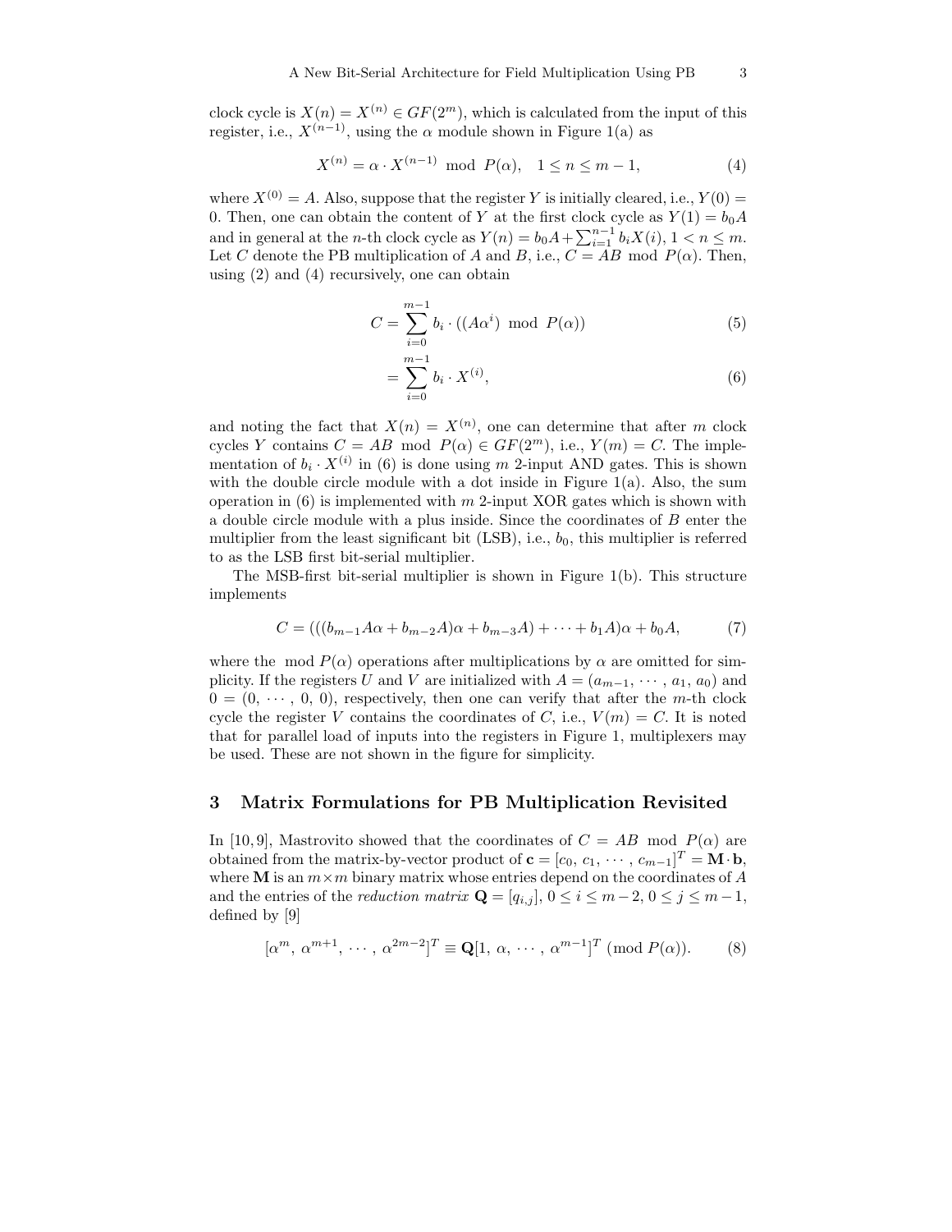clock cycle is $X(n) = X^{(n)} \in GF(2^m)$, which is calculated from the input of this register, i.e., $X^{(n-1)}$, using the $\alpha$ module shown in Figure 1(a) as

$$X^{(n)} = \alpha \cdot X^{(n-1)} \mod P(\alpha), \quad 1 \leq n \leq m-1, \tag{4}$$

where $X^{(0)} = A$. Also, suppose that the register $Y$ is initially cleared, i.e., $Y(0) = 0$. Then, one can obtain the content of $Y$ at the first clock cycle as $Y(1) = b_0 A$ and in general at the $n$-th clock cycle as $Y(n) = b_0 A + \sum_{i=1}^{n-1} b_i X(i)$, $1 < n \leq m$. Let $C$ denote the PB multiplication of $A$ and $B$, i.e., $C = AB \mod P(\alpha)$. Then, using (2) and (4) recursively, one can obtain

$$C = \sum_{i=0}^{m-1} b_i \cdot ((A\alpha^i) \mod P(\alpha)) \tag{5}$$

$$= \sum_{i=0}^{m-1} b_i \cdot X^{(i)}, \tag{6}$$

and noting the fact that $X(n) = X^{(n)}$, one can determine that after $m$ clock cycles $Y$ contains $C = AB \mod P(\alpha) \in GF(2^m)$, i.e., $Y(m) = C$. The implementation of $b_i \cdot X^{(i)}$ in (6) is done using $m$ 2-input AND gates. This is shown with the double circle module with a dot inside in Figure 1(a). Also, the sum operation in (6) is implemented with $m$ 2-input XOR gates which is shown with a double circle module with a plus inside. Since the coordinates of $B$ enter the multiplier from the least significant bit (LSB), i.e., $b_0$, this multiplier is referred to as the LSB first bit-serial multiplier.

The MSB-first bit-serial multiplier is shown in Figure 1(b). This structure implements

$$C = (((b_{m-1}A\alpha + b_{m-2}A)\alpha + b_{m-3}A) + \cdots + b_1 A)\alpha + b_0 A, \tag{7}$$

where the $\mod P(\alpha)$ operations after multiplications by $\alpha$ are omitted for simplicity. If the registers $U$ and $V$ are initialized with $A = (a_{m-1}, \cdots, a_1, a_0)$ and $0 = (0, \cdots, 0, 0)$, respectively, then one can verify that after the $m$-th clock cycle the register $V$ contains the coordinates of $C$, i.e., $V(m) = C$. It is noted that for parallel load of inputs into the registers in Figure 1, multiplexers may be used. These are not shown in the figure for simplicity.

## 3 Matrix Formulations for PB Multiplication Revisited

In [10, 9], Mastrovito showed that the coordinates of $C = AB \mod P(\alpha)$ are obtained from the matrix-by-vector product of $\mathbf{c} = [c_0, c_1, \cdots, c_{m-1}]^T = \mathbf{M} \cdot \mathbf{b}$, where $\mathbf{M}$ is an $m \times m$ binary matrix whose entries depend on the coordinates of $A$ and the entries of the *reduction matrix* $\mathbf{Q} = [q_{i,j}]$, $0 \leq i \leq m-2$, $0 \leq j \leq m-1$, defined by [9]

$$[\alpha^m, \alpha^{m+1}, \cdots, \alpha^{2m-2}]^T \equiv \mathbf{Q}[1, \alpha, \cdots, \alpha^{m-1}]^T \pmod{P(\alpha)}. \tag{8}$$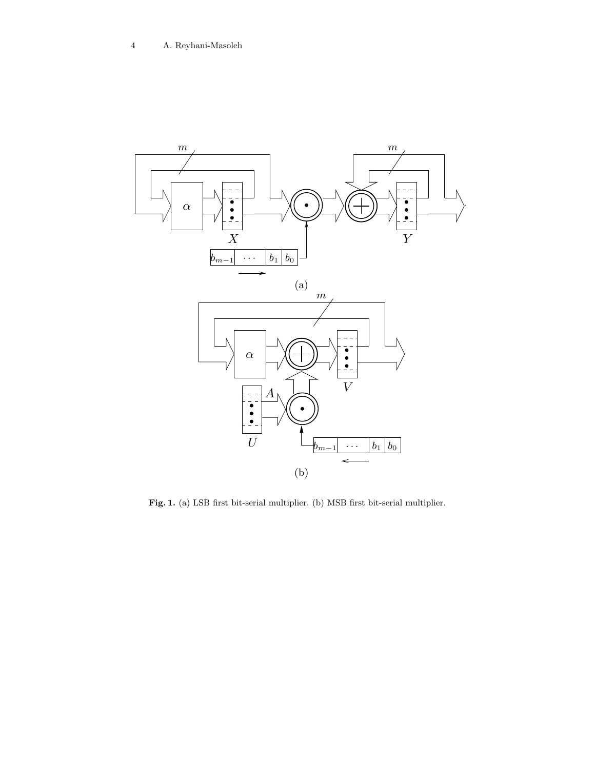**Fig. 1.** (a) LSB first bit-serial multiplier. (b) MSB first bit-serial multiplier.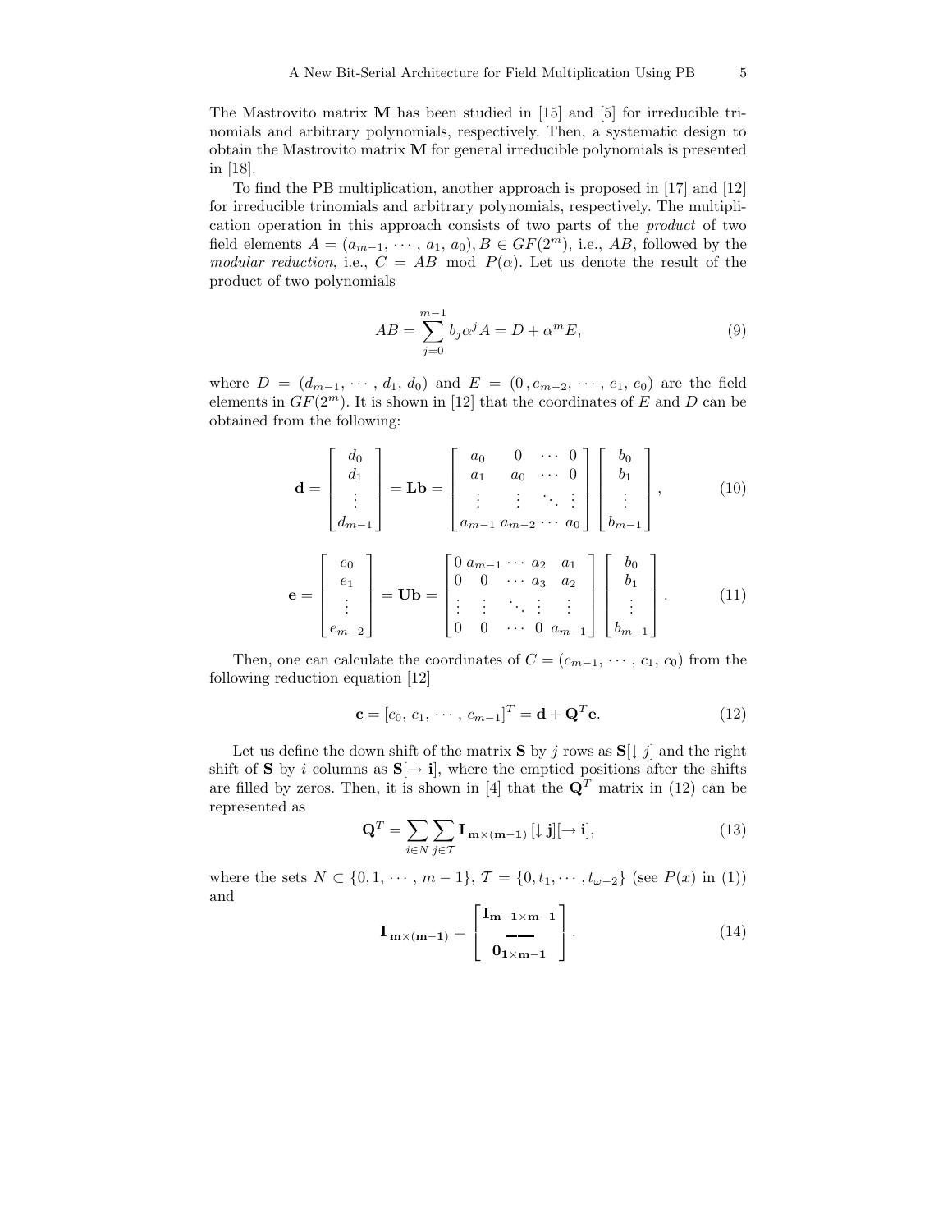The Mastrovito matrix $\mathbf{M}$ has been studied in [15] and [5] for irreducible trinomials and arbitrary polynomials, respectively. Then, a systematic design to obtain the Mastrovito matrix $\mathbf{M}$ for general irreducible polynomials is presented in [18].

To find the PB multiplication, another approach is proposed in [17] and [12] for irreducible trinomials and arbitrary polynomials, respectively. The multiplication operation in this approach consists of two parts of the *product* of two field elements $A = (a_{m-1}, \cdots, a_1, a_0), B \in GF(2^m)$, i.e., $AB$, followed by the *modular reduction*, i.e., $C = AB \mod P(\alpha)$. Let us denote the result of the product of two polynomials

$$AB = \sum_{j=0}^{m-1} b_j \alpha^j A = D + \alpha^m E, \tag{9}$$

where $D = (d_{m-1}, \cdots, d_1, d_0)$ and $E = (0, e_{m-2}, \cdots, e_1, e_0)$ are the field elements in $GF(2^m)$. It is shown in [12] that the coordinates of $E$ and $D$ can be obtained from the following:

$$\mathbf{d} = \begin{bmatrix} d_0 \\ d_1 \\ \vdots \\ d_{m-1} \end{bmatrix} = \mathbf{Lb} = \begin{bmatrix} a_0 & 0 & \cdots & 0 \\ a_1 & a_0 & \cdots & 0 \\ \vdots & \vdots & \ddots & \vdots \\ a_{m-1} & a_{m-2} & \cdots & a_0 \end{bmatrix} \begin{bmatrix} b_0 \\ b_1 \\ \vdots \\ b_{m-1} \end{bmatrix}, \tag{10}$$

$$\mathbf{e} = \begin{bmatrix} e_0 \\ e_1 \\ \vdots \\ e_{m-2} \end{bmatrix} = \mathbf{Ub} = \begin{bmatrix} 0 & a_{m-1} & \cdots & a_2 & a_1 \\ 0 & 0 & \cdots & a_3 & a_2 \\ \vdots & \vdots & \ddots & \vdots & \vdots \\ 0 & 0 & \cdots & 0 & a_{m-1} \end{bmatrix} \begin{bmatrix} b_0 \\ b_1 \\ \vdots \\ b_{m-1} \end{bmatrix}. \tag{11}$$

Then, one can calculate the coordinates of $C = (c_{m-1}, \cdots, c_1, c_0)$ from the following reduction equation [12]

$$\mathbf{c} = [c_0, c_1, \cdots, c_{m-1}]^T = \mathbf{d} + \mathbf{Q}^T \mathbf{e}. \tag{12}$$

Let us define the down shift of the matrix $\mathbf{S}$ by $j$ rows as $\mathbf{S}[\downarrow j]$ and the right shift of $\mathbf{S}$ by $i$ columns as $\mathbf{S}[\rightarrow \mathbf{i}]$, where the emptied positions after the shifts are filled by zeros. Then, it is shown in [4] that the $\mathbf{Q}^T$ matrix in (12) can be represented as

$$\mathbf{Q}^T = \sum_{i \in N} \sum_{j \in \mathcal{T}} \mathbf{I}_{\mathbf{m} \times (\mathbf{m-1})} [\downarrow \mathbf{j}][\rightarrow \mathbf{i}], \tag{13}$$

where the sets $N \subset \{0, 1, \cdots, m-1\}$, $\mathcal{T} = \{0, t_1, \cdots, t_{\omega-2}\}$ (see $P(x)$ in (1)) and

$$\mathbf{I}_{\mathbf{m} \times (\mathbf{m-1})} = \begin{bmatrix} \mathbf{I_{m-1 \times m-1}} \\ \overline{\phantom{00}} \\ \mathbf{0_{1 \times m-1}} \end{bmatrix}. \tag{14}$$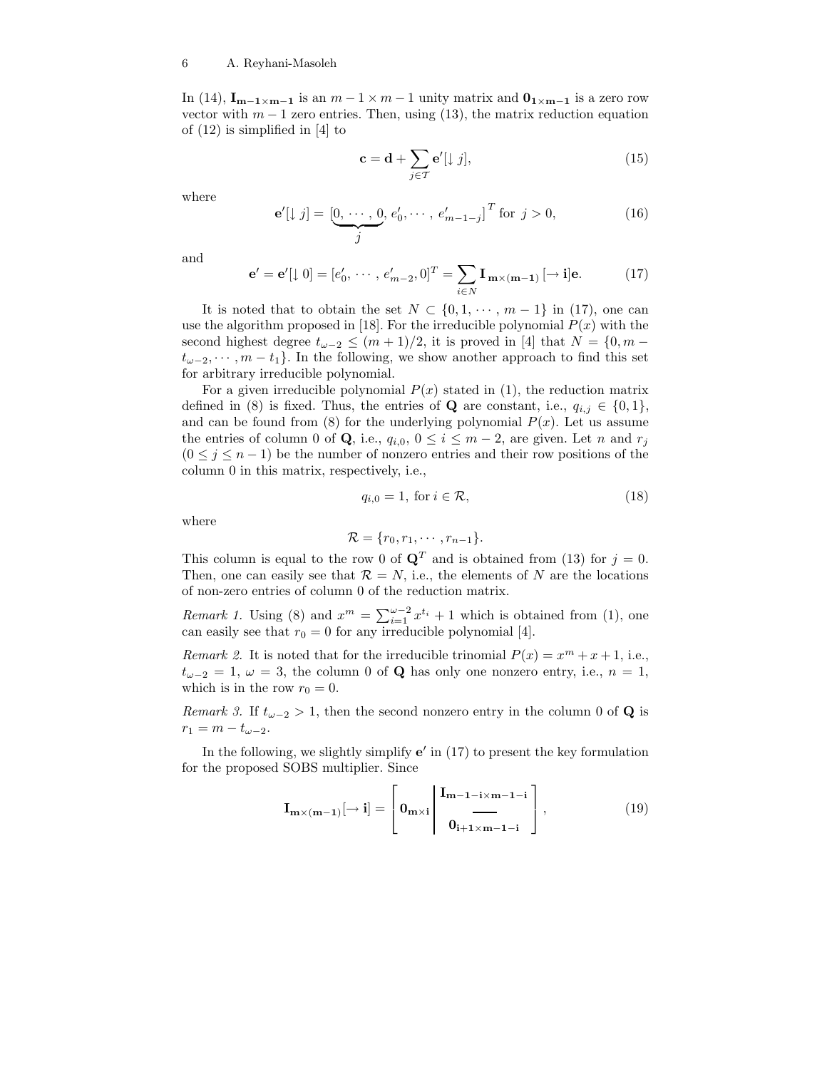In (14), $\mathbf{I_{m-1\times m-1}}$ is an $m-1\times m-1$ unity matrix and $\mathbf{0_{1\times m-1}}$ is a zero row vector with $m-1$ zero entries. Then, using (13), the matrix reduction equation of (12) is simplified in [4] to

$$\mathbf{c} = \mathbf{d} + \sum_{j\in\mathcal{T}} \mathbf{e}'[\downarrow j], \tag{15}$$

where

$$\mathbf{e}'[\downarrow j] = [\underbrace{0, \cdots, 0}_{j}, e'_0, \cdots, e'_{m-1-j}]^T \text{ for } j > 0, \tag{16}$$

and

$$\mathbf{e}' = \mathbf{e}'[\downarrow 0] = [e'_0, \cdots, e'_{m-2}, 0]^T = \sum_{i\in N} \mathbf{I}_{\mathbf{m\times(m-1)}}[\rightarrow \mathbf{i}]\mathbf{e}. \tag{17}$$

It is noted that to obtain the set $N \subset \{0, 1, \cdots, m-1\}$ in (17), one can use the algorithm proposed in [18]. For the irreducible polynomial $P(x)$ with the second highest degree $t_{\omega-2} \leq (m+1)/2$, it is proved in [4] that $N = \{0, m - t_{\omega-2}, \cdots, m - t_1\}$. In the following, we show another approach to find this set for arbitrary irreducible polynomial.

For a given irreducible polynomial $P(x)$ stated in (1), the reduction matrix defined in (8) is fixed. Thus, the entries of $\mathbf{Q}$ are constant, i.e., $q_{i,j} \in \{0, 1\}$, and can be found from (8) for the underlying polynomial $P(x)$. Let us assume the entries of column 0 of $\mathbf{Q}$, i.e., $q_{i,0}$, $0 \leq i \leq m-2$, are given. Let $n$ and $r_j$ ($0 \leq j \leq n-1$) be the number of nonzero entries and their row positions of the column 0 in this matrix, respectively, i.e.,

$$q_{i,0} = 1, \text{ for } i \in \mathcal{R}, \tag{18}$$

where

$$\mathcal{R} = \{r_0, r_1, \cdots, r_{n-1}\}.$$

This column is equal to the row 0 of $\mathbf{Q}^T$ and is obtained from (13) for $j = 0$. Then, one can easily see that $\mathcal{R} = N$, i.e., the elements of $N$ are the locations of non-zero entries of column 0 of the reduction matrix.

*Remark 1.* Using (8) and $x^m = \sum_{i=1}^{\omega-2} x^{t_i} + 1$ which is obtained from (1), one can easily see that $r_0 = 0$ for any irreducible polynomial [4].

*Remark 2.* It is noted that for the irreducible trinomial $P(x) = x^m + x + 1$, i.e., $t_{\omega-2} = 1$, $\omega = 3$, the column 0 of $\mathbf{Q}$ has only one nonzero entry, i.e., $n = 1$, which is in the row $r_0 = 0$.

*Remark 3.* If $t_{\omega-2} > 1$, then the second nonzero entry in the column 0 of $\mathbf{Q}$ is $r_1 = m - t_{\omega-2}$.

In the following, we slightly simplify $\mathbf{e}'$ in (17) to present the key formulation for the proposed SOBS multiplier. Since

$$\mathbf{I_{m\times(m-1)}}[\rightarrow \mathbf{i}] = \left[ \mathbf{0_{m\times i}} \left| \begin{array}{c} \mathbf{I_{m-1-i\times m-1-i}} \\ \hline \mathbf{0_{i+1\times m-1-i}} \end{array} \right. \right], \tag{19}$$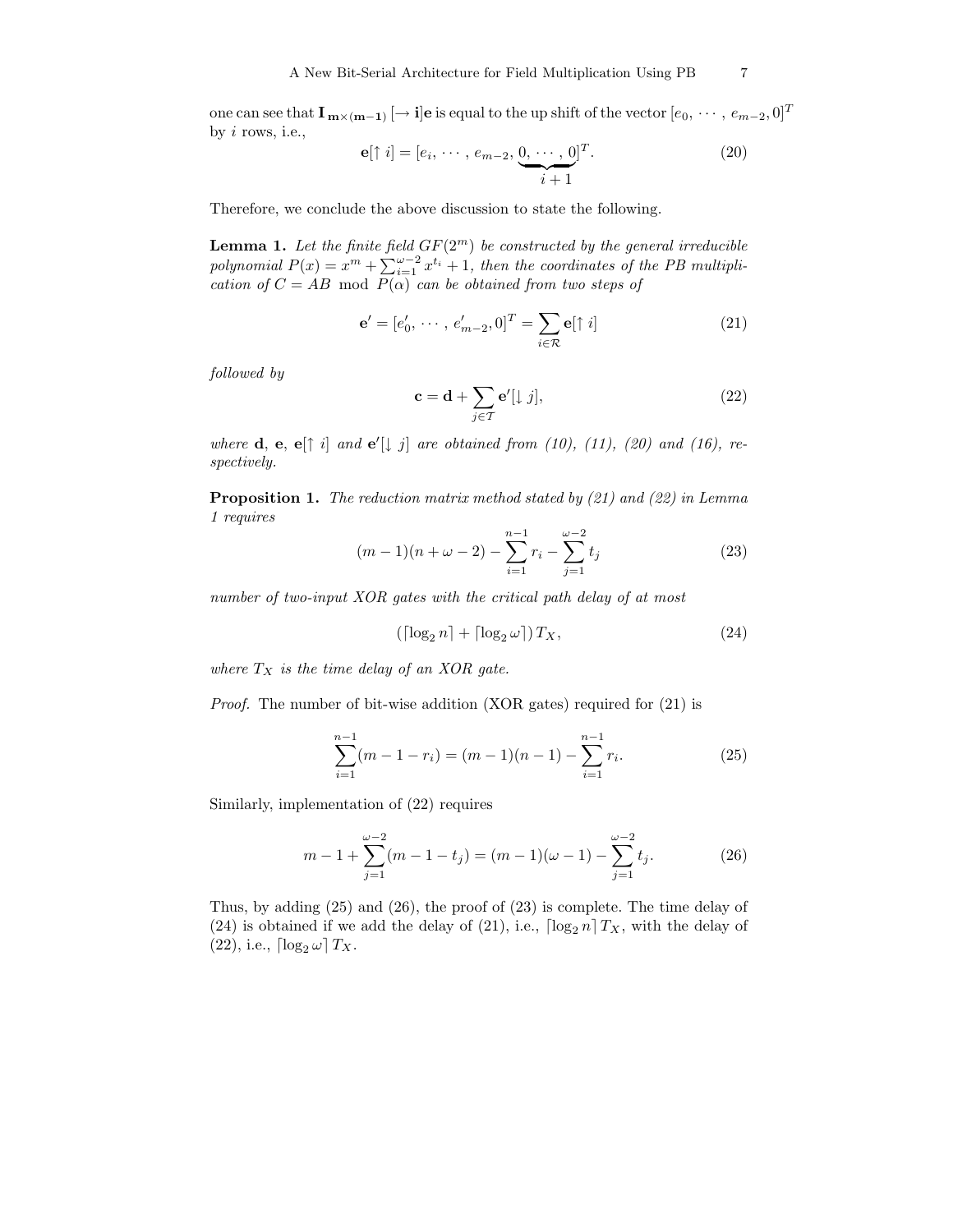one can see that $\mathbf{I}_{\mathbf{m}\times(\mathbf{m-1})}\,[\rightarrow \mathbf{i}]\mathbf{e}$ is equal to the up shift of the vector $[e_0, \cdots, e_{m-2}, 0]^T$ by $i$ rows, i.e.,

$$\mathbf{e}[\uparrow i] = [e_i, \cdots, e_{m-2}, \underbrace{0, \cdots, 0}_{i+1}]^T. \tag{20}$$

Therefore, we conclude the above discussion to state the following.

**Lemma 1.** *Let the finite field $GF(2^m)$ be constructed by the general irreducible polynomial $P(x) = x^m + \sum_{i=1}^{\omega-2} x^{t_i} + 1$, then the coordinates of the PB multiplication of $C = AB \mod P(\alpha)$ can be obtained from two steps of*

$$\mathbf{e}' = [e'_0, \cdots, e'_{m-2}, 0]^T = \sum_{i\in\mathcal{R}} \mathbf{e}[\uparrow i] \tag{21}$$

*followed by*

$$\mathbf{c} = \mathbf{d} + \sum_{j\in\mathcal{T}} \mathbf{e}'[\downarrow j], \tag{22}$$

*where $\mathbf{d}$, $\mathbf{e}$, $\mathbf{e}[\uparrow i]$ and $\mathbf{e}'[\downarrow j]$ are obtained from (10), (11), (20) and (16), respectively.*

**Proposition 1.** *The reduction matrix method stated by (21) and (22) in Lemma 1 requires*

$$(m-1)(n+\omega-2) - \sum_{i=1}^{n-1} r_i - \sum_{j=1}^{\omega-2} t_j \tag{23}$$

*number of two-input XOR gates with the critical path delay of at most*

$$(\lceil \log_2 n \rceil + \lceil \log_2 \omega \rceil)\, T_X, \tag{24}$$

*where $T_X$ is the time delay of an XOR gate.*

*Proof.* The number of bit-wise addition (XOR gates) required for (21) is

$$\sum_{i=1}^{n-1} (m-1-r_i) = (m-1)(n-1) - \sum_{i=1}^{n-1} r_i. \tag{25}$$

Similarly, implementation of (22) requires

$$m - 1 + \sum_{j=1}^{\omega-2} (m-1-t_j) = (m-1)(\omega-1) - \sum_{j=1}^{\omega-2} t_j. \tag{26}$$

Thus, by adding (25) and (26), the proof of (23) is complete. The time delay of (24) is obtained if we add the delay of (21), i.e., $\lceil \log_2 n \rceil T_X$, with the delay of (22), i.e., $\lceil \log_2 \omega \rceil T_X$.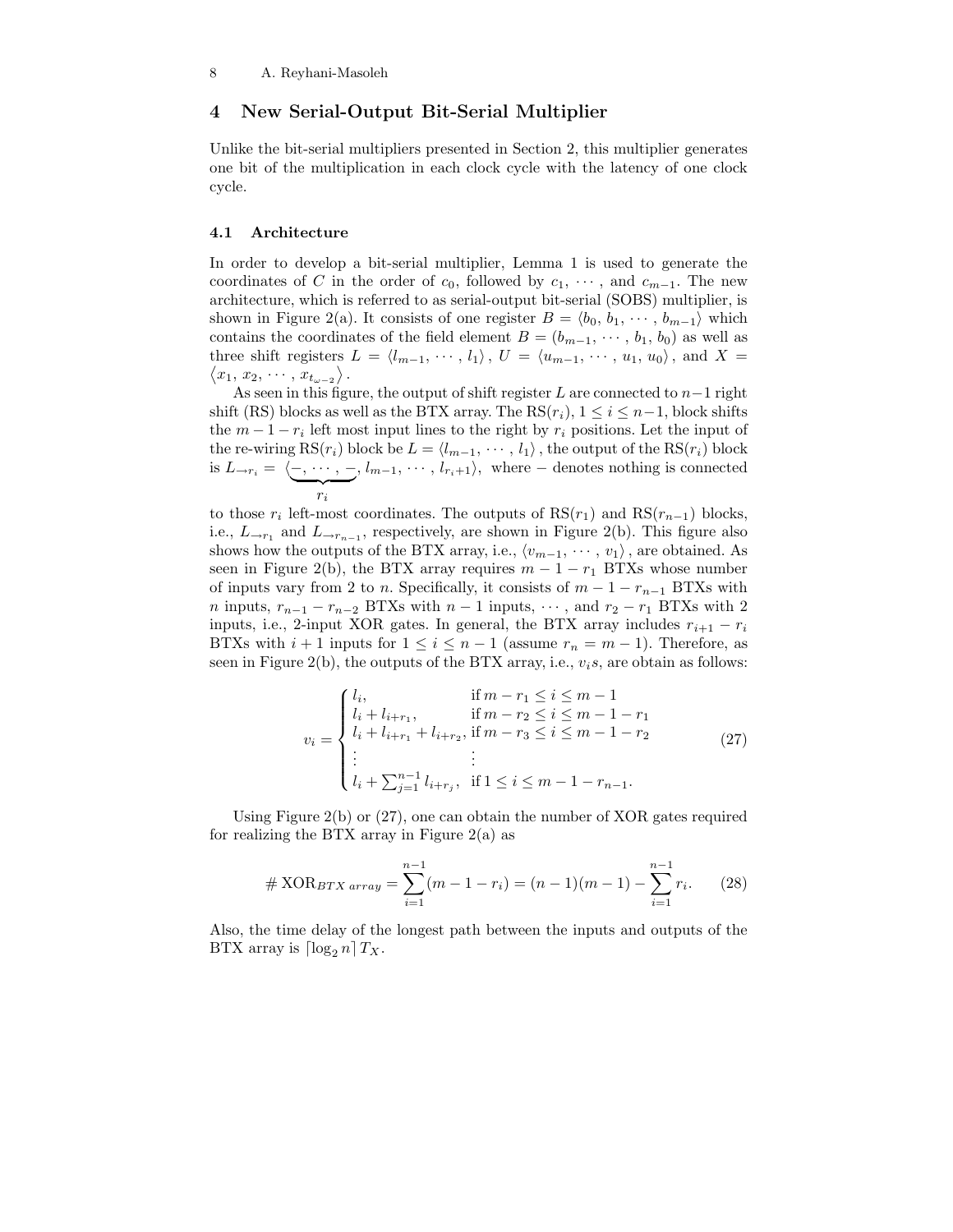## 4 New Serial-Output Bit-Serial Multiplier

Unlike the bit-serial multipliers presented in Section 2, this multiplier generates one bit of the multiplication in each clock cycle with the latency of one clock cycle.

### 4.1 Architecture

In order to develop a bit-serial multiplier, Lemma 1 is used to generate the coordinates of $C$ in the order of $c_0$, followed by $c_1, \cdots$, and $c_{m-1}$. The new architecture, which is referred to as serial-output bit-serial (SOBS) multiplier, is shown in Figure 2(a). It consists of one register $B = \langle b_0, b_1, \cdots, b_{m-1}\rangle$ which contains the coordinates of the field element $B = (b_{m-1}, \cdots, b_1, b_0)$ as well as three shift registers $L = \langle l_{m-1}, \cdots, l_1\rangle$, $U = \langle u_{m-1}, \cdots, u_1, u_0\rangle$, and $X = \langle x_1, x_2, \cdots, x_{t_\omega - 2}\rangle$.

As seen in this figure, the output of shift register $L$ are connected to $n-1$ right shift (RS) blocks as well as the BTX array. The $\text{RS}(r_i)$, $1 \leq i \leq n-1$, block shifts the $m-1-r_i$ left most input lines to the right by $r_i$ positions. Let the input of the re-wiring $\text{RS}(r_i)$ block be $L = \langle l_{m-1}, \cdots, l_1\rangle$, the output of the $\text{RS}(r_i)$ block is $L_{\rightarrow r_i} = \langle \underbrace{-, \cdots, -}_{r_i}, l_{m-1}, \cdots, l_{r_i+1}\rangle$, where $-$ denotes nothing is connected to those $r_i$ left-most coordinates. The outputs of $\text{RS}(r_1)$ and $\text{RS}(r_{n-1})$ blocks, i.e., $L_{\rightarrow r_1}$ and $L_{\rightarrow r_{n-1}}$, respectively, are shown in Figure 2(b). This figure also shows how the outputs of the BTX array, i.e., $\langle v_{m-1}, \cdots, v_1\rangle$, are obtained. As seen in Figure 2(b), the BTX array requires $m-1-r_1$ BTXs whose number of inputs vary from 2 to $n$. Specifically, it consists of $m-1-r_{n-1}$ BTXs with $n$ inputs, $r_{n-1} - r_{n-2}$ BTXs with $n-1$ inputs, $\cdots$, and $r_2 - r_1$ BTXs with 2 inputs, i.e., 2-input XOR gates. In general, the BTX array includes $r_{i+1} - r_i$ BTXs with $i+1$ inputs for $1 \leq i \leq n-1$ (assume $r_n = m-1$). Therefore, as seen in Figure 2(b), the outputs of the BTX array, i.e., $v_i$s, are obtain as follows:

$$
v_i = \begin{cases} l_i, & \text{if } m - r_1 \leq i \leq m-1 \\ l_i + l_{i+r_1}, & \text{if } m - r_2 \leq i \leq m-1-r_1 \\ l_i + l_{i+r_1} + l_{i+r_2}, & \text{if } m - r_3 \leq i \leq m-1-r_2 \\ \vdots & \vdots \\ l_i + \sum_{j=1}^{n-1} l_{i+r_j}, & \text{if } 1 \leq i \leq m-1-r_{n-1}. \end{cases} \tag{27}
$$

Using Figure 2(b) or (27), one can obtain the number of XOR gates required for realizing the BTX array in Figure 2(a) as

$$
\#\,\text{XOR}_{BTX\ array} = \sum_{i=1}^{n-1}(m-1-r_i) = (n-1)(m-1) - \sum_{i=1}^{n-1} r_i. \tag{28}
$$

Also, the time delay of the longest path between the inputs and outputs of the BTX array is $\lceil \log_2 n \rceil T_X$.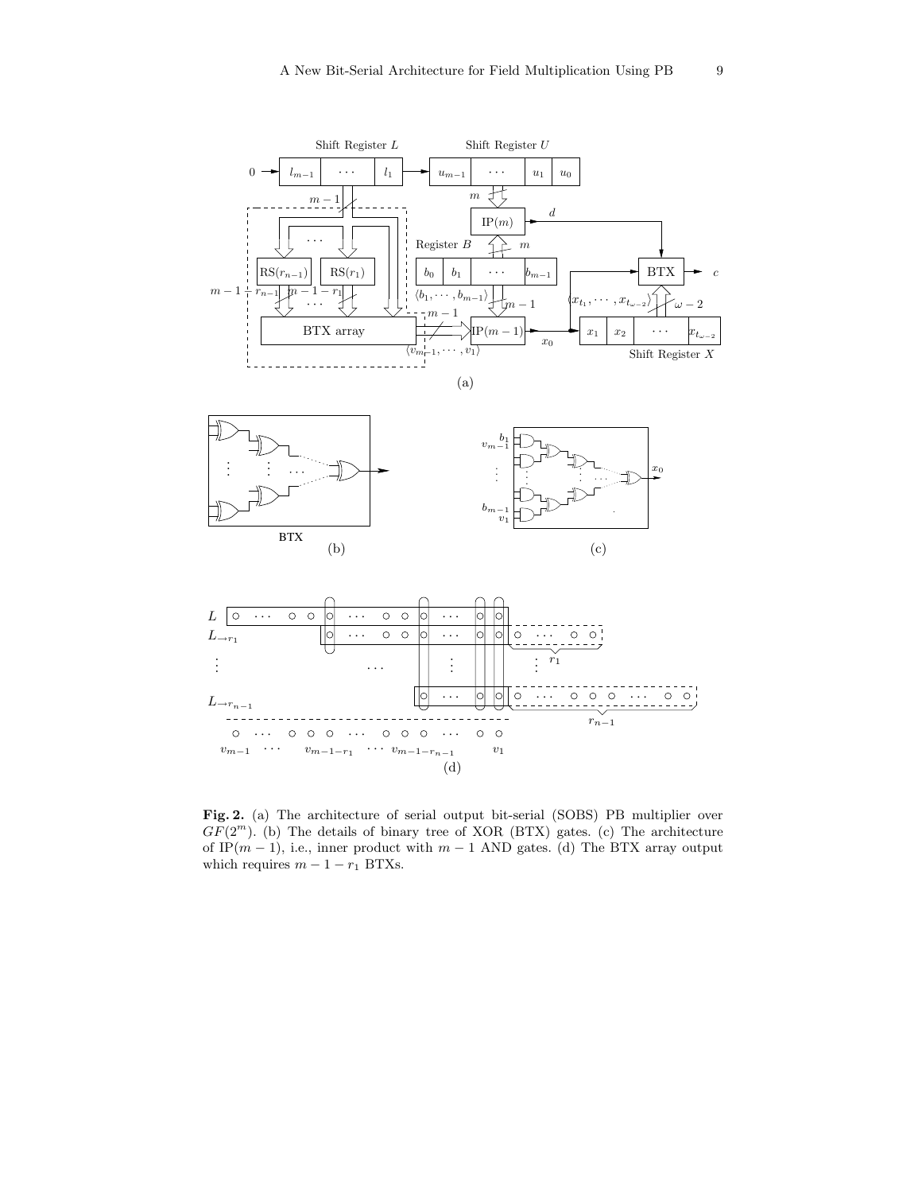**Fig. 2.** (a) The architecture of serial output bit-serial (SOBS) PB multiplier over $GF(2^m)$. (b) The details of binary tree of XOR (BTX) gates. (c) The architecture of IP$(m-1)$, i.e., inner product with $m-1$ AND gates. (d) The BTX array output which requires $m-1-r_1$ BTXs.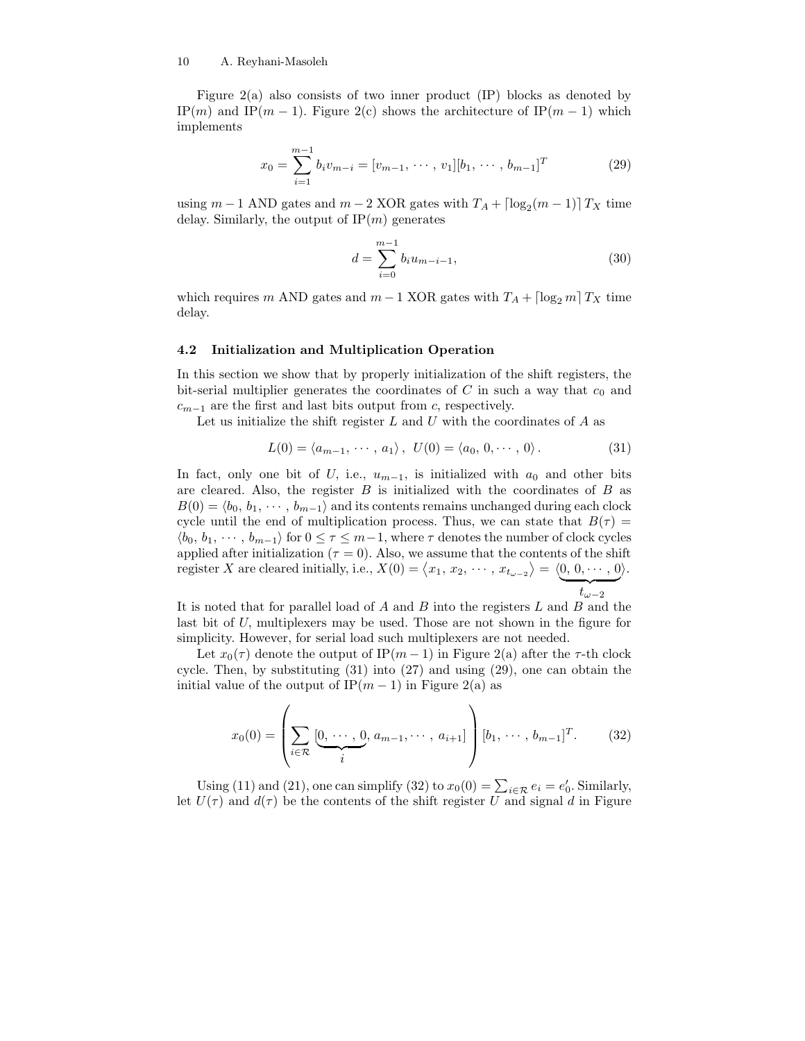Figure 2(a) also consists of two inner product (IP) blocks as denoted by IP($m$) and IP($m-1$). Figure 2(c) shows the architecture of IP($m-1$) which implements

$$x_0 = \sum_{i=1}^{m-1} b_i v_{m-i} = [v_{m-1}, \cdots, v_1][b_1, \cdots, b_{m-1}]^T \tag{29}$$

using $m-1$ AND gates and $m-2$ XOR gates with $T_A + \lceil \log_2(m-1) \rceil T_X$ time delay. Similarly, the output of IP($m$) generates

$$d = \sum_{i=0}^{m-1} b_i u_{m-i-1}, \tag{30}$$

which requires $m$ AND gates and $m-1$ XOR gates with $T_A + \lceil \log_2 m \rceil T_X$ time delay.

### 4.2 Initialization and Multiplication Operation

In this section we show that by properly initialization of the shift registers, the bit-serial multiplier generates the coordinates of $C$ in such a way that $c_0$ and $c_{m-1}$ are the first and last bits output from $c$, respectively.

Let us initialize the shift register $L$ and $U$ with the coordinates of $A$ as

$$L(0) = \langle a_{m-1}, \cdots, a_1 \rangle, \;\; U(0) = \langle a_0, 0, \cdots, 0 \rangle. \tag{31}$$

In fact, only one bit of $U$, i.e., $u_{m-1}$, is initialized with $a_0$ and other bits are cleared. Also, the register $B$ is initialized with the coordinates of $B$ as $B(0) = \langle b_0, b_1, \cdots, b_{m-1} \rangle$ and its contents remains unchanged during each clock cycle until the end of multiplication process. Thus, we can state that $B(\tau) = \langle b_0, b_1, \cdots, b_{m-1} \rangle$ for $0 \le \tau \le m-1$, where $\tau$ denotes the number of clock cycles applied after initialization ($\tau = 0$). Also, we assume that the contents of the shift register $X$ are cleared initially, i.e., $X(0) = \langle x_1, x_2, \cdots, x_{t_{\omega-2}} \rangle = \langle \underbrace{0, 0, \cdots, 0}_{t_{\omega-2}} \rangle$. It is noted that for parallel load of $A$ and $B$ into the registers $L$ and $B$ and the last bit of $U$, multiplexers may be used. Those are not shown in the figure for simplicity. However, for serial load such multiplexers are not needed.

Let $x_0(\tau)$ denote the output of IP($m-1$) in Figure 2(a) after the $\tau$-th clock cycle. Then, by substituting (31) into (27) and using (29), one can obtain the initial value of the output of IP($m-1$) in Figure 2(a) as

$$x_0(0) = \left( \sum_{i \in \mathcal{R}} [\underbrace{0, \cdots, 0}_{i}, a_{m-1}, \cdots, a_{i+1}] \right) [b_1, \cdots, b_{m-1}]^T. \tag{32}$$

Using (11) and (21), one can simplify (32) to $x_0(0) = \sum_{i \in \mathcal{R}} e_i = e'_0$. Similarly, let $U(\tau)$ and $d(\tau)$ be the contents of the shift register $U$ and signal $d$ in Figure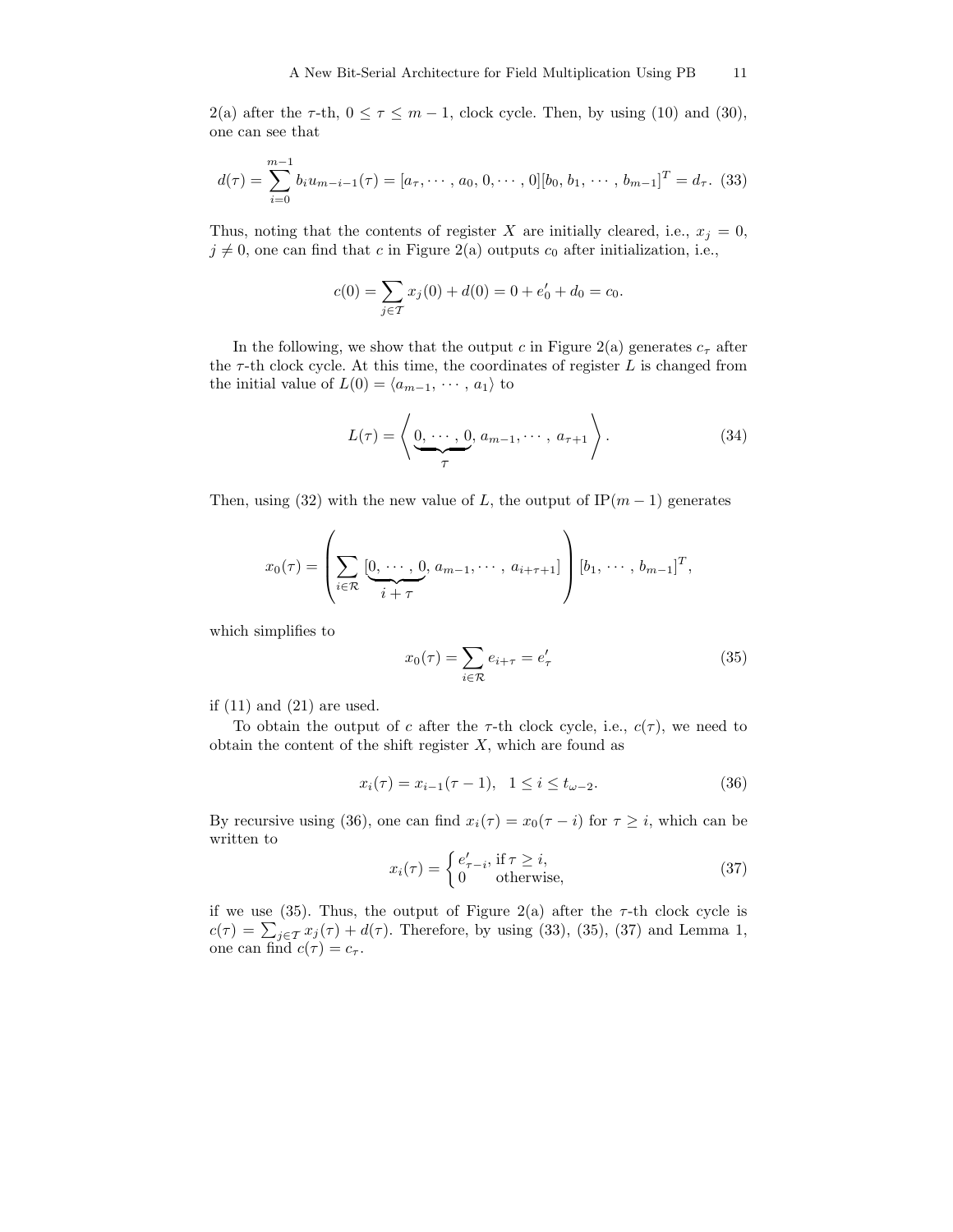2(a) after the $\tau$-th, $0 \leq \tau \leq m-1$, clock cycle. Then, by using (10) and (30), one can see that

$$d(\tau) = \sum_{i=0}^{m-1} b_i u_{m-i-1}(\tau) = [a_\tau, \cdots, a_0, 0, \cdots, 0][b_0, b_1, \cdots, b_{m-1}]^T = d_\tau. \quad (33)$$

Thus, noting that the contents of register $X$ are initially cleared, i.e., $x_j = 0$, $j \neq 0$, one can find that $c$ in Figure 2(a) outputs $c_0$ after initialization, i.e.,

$$c(0) = \sum_{j \in \mathcal{T}} x_j(0) + d(0) = 0 + e'_0 + d_0 = c_0.$$

In the following, we show that the output $c$ in Figure 2(a) generates $c_\tau$ after the $\tau$-th clock cycle. At this time, the coordinates of register $L$ is changed from the initial value of $L(0) = \langle a_{m-1}, \cdots, a_1 \rangle$ to

$$L(\tau) = \left\langle \underbrace{0, \cdots, 0}_{\tau}, a_{m-1}, \cdots, a_{\tau+1} \right\rangle. \quad (34)$$

Then, using (32) with the new value of $L$, the output of IP$(m-1)$ generates

$$x_0(\tau) = \left( \sum_{i \in \mathcal{R}} [\underbrace{0, \cdots, 0}_{i+\tau}, a_{m-1}, \cdots, a_{i+\tau+1}] \right) [b_1, \cdots, b_{m-1}]^T,$$

which simplifies to

$$x_0(\tau) = \sum_{i \in \mathcal{R}} e_{i+\tau} = e'_\tau \quad (35)$$

if (11) and (21) are used.

To obtain the output of $c$ after the $\tau$-th clock cycle, i.e., $c(\tau)$, we need to obtain the content of the shift register $X$, which are found as

$$x_i(\tau) = x_{i-1}(\tau - 1), \quad 1 \leq i \leq t_{\omega-2}. \quad (36)$$

By recursive using (36), one can find $x_i(\tau) = x_0(\tau - i)$ for $\tau \geq i$, which can be written to

$$x_i(\tau) = \begin{cases} e'_{\tau-i}, & \text{if } \tau \geq i, \\ 0 & \text{otherwise,} \end{cases} \quad (37)$$

if we use (35). Thus, the output of Figure 2(a) after the $\tau$-th clock cycle is $c(\tau) = \sum_{j \in \mathcal{T}} x_j(\tau) + d(\tau)$. Therefore, by using (33), (35), (37) and Lemma 1, one can find $c(\tau) = c_\tau$.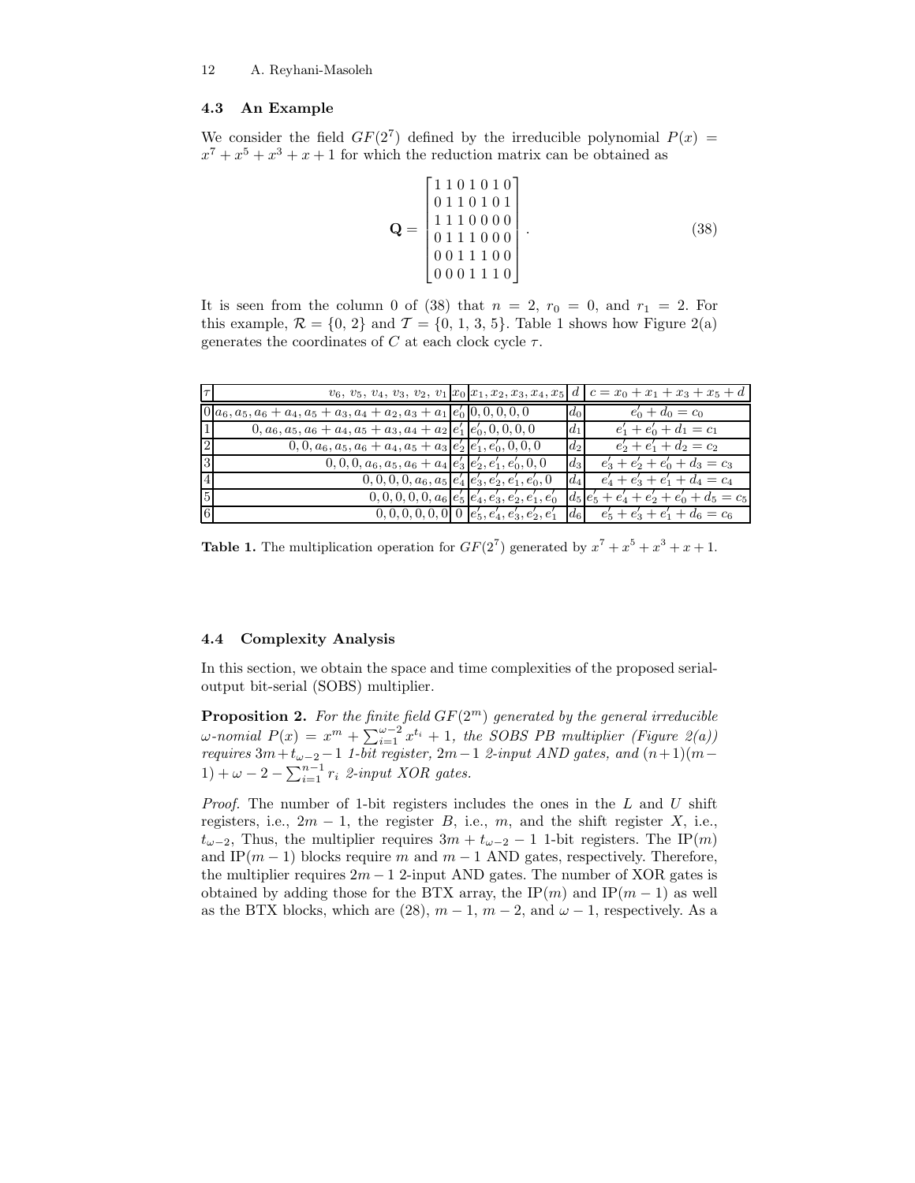### 4.3 An Example

We consider the field $GF(2^7)$ defined by the irreducible polynomial $P(x) = x^7 + x^5 + x^3 + x + 1$ for which the reduction matrix can be obtained as

$$\mathbf{Q} = \begin{bmatrix} 1\,1\,0\,1\,0\,1\,0 \\ 0\,1\,1\,0\,1\,0\,1 \\ 1\,1\,1\,0\,0\,0\,0 \\ 0\,1\,1\,1\,0\,0\,0 \\ 0\,0\,1\,1\,1\,0\,0 \\ 0\,0\,0\,1\,1\,1\,0 \end{bmatrix}. \tag{38}$$

It is seen from the column 0 of (38) that $n = 2$, $r_0 = 0$, and $r_1 = 2$. For this example, $\mathcal{R} = \{0, 2\}$ and $\mathcal{T} = \{0, 1, 3, 5\}$. Table 1 shows how Figure 2(a) generates the coordinates of $C$ at each clock cycle $\tau$.

| $\tau$ | $v_6, v_5, v_4, v_3, v_2, v_1$ | $x_0$ | $x_1, x_2, x_3, x_4, x_5$ | $d$ | $c = x_0 + x_1 + x_3 + x_5 + d$ |
|---|---|---|---|---|---|
| 0 | $a_6, a_5, a_6 + a_4, a_5 + a_3, a_4 + a_2, a_3 + a_1$ | $e'_0$ | $0, 0, 0, 0, 0$ | $d_0$ | $e'_0 + d_0 = c_0$ |
| 1 | $0, a_6, a_5, a_6 + a_4, a_5 + a_3, a_4 + a_2$ | $e'_1$ | $e'_0, 0, 0, 0, 0$ | $d_1$ | $e'_1 + e'_0 + d_1 = c_1$ |
| 2 | $0, 0, a_6, a_5, a_6 + a_4, a_5 + a_3$ | $e'_2$ | $e'_1, e'_0, 0, 0, 0$ | $d_2$ | $e'_2 + e'_1 + d_2 = c_2$ |
| 3 | $0, 0, 0, a_6, a_5, a_6 + a_4$ | $e'_3$ | $e'_2, e'_1, e'_0, 0, 0$ | $d_3$ | $e'_3 + e'_2 + e'_0 + d_3 = c_3$ |
| 4 | $0, 0, 0, 0, a_6, a_5$ | $e'_4$ | $e'_3, e'_2, e'_1, e'_0, 0$ | $d_4$ | $e'_4 + e'_3 + e'_1 + d_4 = c_4$ |
| 5 | $0, 0, 0, 0, 0, a_6$ | $e'_5$ | $e'_4, e'_3, e'_2, e'_1, e'_0$ | $d_5$ | $e'_5 + e'_4 + e'_2 + e'_0 + d_5 = c_5$ |
| 6 | $0, 0, 0, 0, 0, 0$ | $0$ | $e'_5, e'_4, e'_3, e'_2, e'_1$ | $d_6$ | $e'_5 + e'_3 + e'_1 + d_6 = c_6$ |

**Table 1.** The multiplication operation for $GF(2^7)$ generated by $x^7 + x^5 + x^3 + x + 1$.

### 4.4 Complexity Analysis

In this section, we obtain the space and time complexities of the proposed serial-output bit-serial (SOBS) multiplier.

**Proposition 2.** *For the finite field $GF(2^m)$ generated by the general irreducible $\omega$-nomial $P(x) = x^m + \sum_{i=1}^{\omega-2} x^{t_i} + 1$, the SOBS PB multiplier (Figure 2(a)) requires $3m + t_{\omega-2} - 1$ 1-bit register, $2m-1$ 2-input AND gates, and $(n+1)(m-1) + \omega - 2 - \sum_{i=1}^{n-1} r_i$ 2-input XOR gates.*

*Proof.* The number of 1-bit registers includes the ones in the $L$ and $U$ shift registers, i.e., $2m - 1$, the register $B$, i.e., $m$, and the shift register $X$, i.e., $t_{\omega-2}$, Thus, the multiplier requires $3m + t_{\omega-2} - 1$ 1-bit registers. The IP($m$) and IP($m - 1$) blocks require $m$ and $m - 1$ AND gates, respectively. Therefore, the multiplier requires $2m - 1$ 2-input AND gates. The number of XOR gates is obtained by adding those for the BTX array, the IP($m$) and IP($m - 1$) as well as the BTX blocks, which are (28), $m - 1$, $m - 2$, and $\omega - 1$, respectively. As a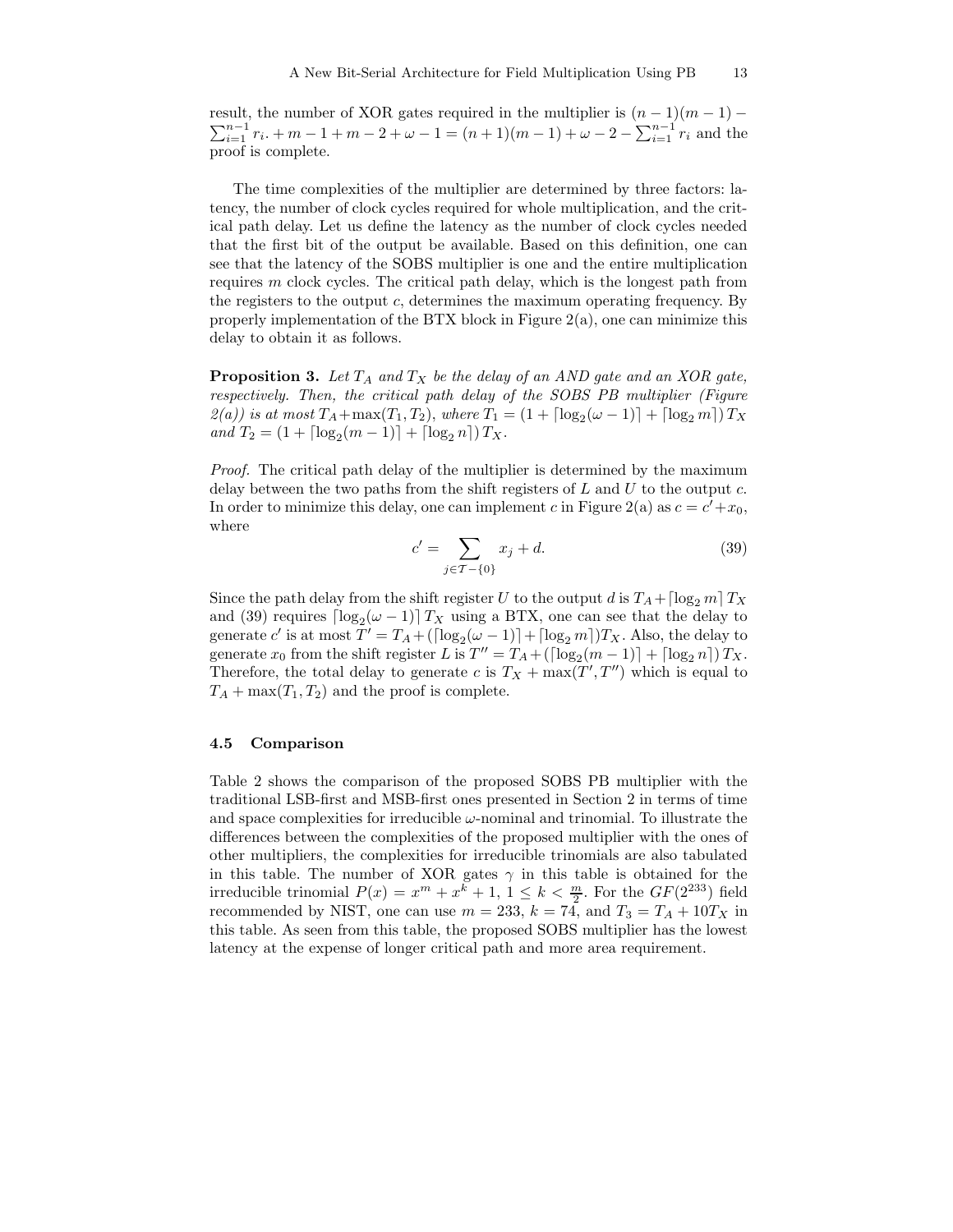result, the number of XOR gates required in the multiplier is $(n-1)(m-1) - \sum_{i=1}^{n-1} r_i. + m - 1 + m - 2 + \omega - 1 = (n+1)(m-1) + \omega - 2 - \sum_{i=1}^{n-1} r_i$ and the proof is complete.

The time complexities of the multiplier are determined by three factors: latency, the number of clock cycles required for whole multiplication, and the critical path delay. Let us define the latency as the number of clock cycles needed that the first bit of the output be available. Based on this definition, one can see that the latency of the SOBS multiplier is one and the entire multiplication requires $m$ clock cycles. The critical path delay, which is the longest path from the registers to the output $c$, determines the maximum operating frequency. By properly implementation of the BTX block in Figure 2(a), one can minimize this delay to obtain it as follows.

**Proposition 3.** *Let $T_A$ and $T_X$ be the delay of an AND gate and an XOR gate, respectively. Then, the critical path delay of the SOBS PB multiplier (Figure 2(a)) is at most $T_A + \max(T_1, T_2)$, where $T_1 = (1 + \lceil \log_2(\omega - 1) \rceil + \lceil \log_2 m \rceil) T_X$ and $T_2 = (1 + \lceil \log_2(m-1) \rceil + \lceil \log_2 n \rceil) T_X$.*

*Proof.* The critical path delay of the multiplier is determined by the maximum delay between the two paths from the shift registers of $L$ and $U$ to the output $c$. In order to minimize this delay, one can implement $c$ in Figure 2(a) as $c = c' + x_0$, where

$$c' = \sum_{j \in \mathcal{T} - \{0\}} x_j + d. \tag{39}$$

Since the path delay from the shift register $U$ to the output $d$ is $T_A + \lceil \log_2 m \rceil T_X$ and (39) requires $\lceil \log_2(\omega - 1) \rceil T_X$ using a BTX, one can see that the delay to generate $c'$ is at most $T' = T_A + (\lceil \log_2(\omega-1) \rceil + \lceil \log_2 m \rceil) T_X$. Also, the delay to generate $x_0$ from the shift register $L$ is $T'' = T_A + (\lceil \log_2(m-1) \rceil + \lceil \log_2 n \rceil) T_X$. Therefore, the total delay to generate $c$ is $T_X + \max(T', T'')$ which is equal to $T_A + \max(T_1, T_2)$ and the proof is complete.

### 4.5 Comparison

Table 2 shows the comparison of the proposed SOBS PB multiplier with the traditional LSB-first and MSB-first ones presented in Section 2 in terms of time and space complexities for irreducible $\omega$-nominal and trinomial. To illustrate the differences between the complexities of the proposed multiplier with the ones of other multipliers, the complexities for irreducible trinomials are also tabulated in this table. The number of XOR gates $\gamma$ in this table is obtained for the irreducible trinomial $P(x) = x^m + x^k + 1$, $1 \leq k < \frac{m}{2}$. For the $GF(2^{233})$ field recommended by NIST, one can use $m = 233$, $k = 74$, and $T_3 = T_A + 10T_X$ in this table. As seen from this table, the proposed SOBS multiplier has the lowest latency at the expense of longer critical path and more area requirement.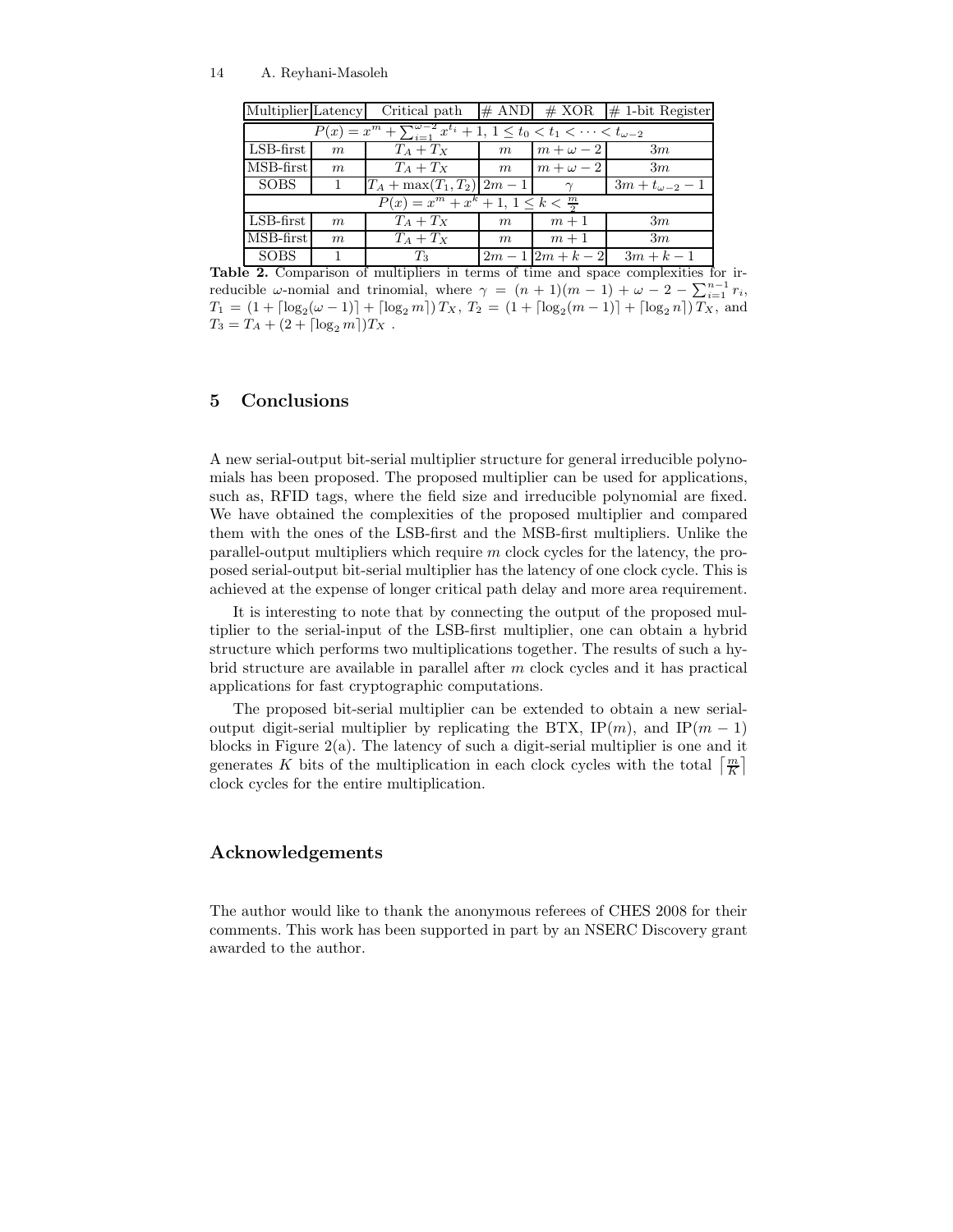| Multiplier | Latency | Critical path | # AND | # XOR | # 1-bit Register |
|---|---|---|---|---|---|
| $P(x) = x^m + \sum_{i=1}^{\omega-2} x^{t_i} + 1,\ 1 \leq t_0 < t_1 < \cdots < t_{\omega-2}$ | | | | | |
| LSB-first | $m$ | $T_A + T_X$ | $m$ | $m + \omega - 2$ | $3m$ |
| MSB-first | $m$ | $T_A + T_X$ | $m$ | $m + \omega - 2$ | $3m$ |
| SOBS | 1 | $T_A + \max(T_1, T_2)$ | $2m - 1$ | $\gamma$ | $3m + t_{\omega-2} - 1$ |
| $P(x) = x^m + x^k + 1,\ 1 \leq k < \frac{m}{2}$ | | | | | |
| LSB-first | $m$ | $T_A + T_X$ | $m$ | $m + 1$ | $3m$ |
| MSB-first | $m$ | $T_A + T_X$ | $m$ | $m + 1$ | $3m$ |
| SOBS | 1 | $T_3$ | $2m - 1$ | $2m + k - 2$ | $3m + k - 1$ |

**Table 2.** Comparison of multipliers in terms of time and space complexities for irreducible $\omega$-nomial and trinomial, where $\gamma = (n+1)(m-1) + \omega - 2 - \sum_{i=1}^{n-1} r_i$, $T_1 = (1 + \lceil \log_2(\omega - 1) \rceil + \lceil \log_2 m \rceil)\, T_X$, $T_2 = (1 + \lceil \log_2(m-1) \rceil + \lceil \log_2 n \rceil)\, T_X$, and $T_3 = T_A + (2 + \lceil \log_2 m \rceil) T_X$ .

## 5 Conclusions

A new serial-output bit-serial multiplier structure for general irreducible polynomials has been proposed. The proposed multiplier can be used for applications, such as, RFID tags, where the field size and irreducible polynomial are fixed. We have obtained the complexities of the proposed multiplier and compared them with the ones of the LSB-first and the MSB-first multipliers. Unlike the parallel-output multipliers which require $m$ clock cycles for the latency, the proposed serial-output bit-serial multiplier has the latency of one clock cycle. This is achieved at the expense of longer critical path delay and more area requirement.

It is interesting to note that by connecting the output of the proposed multiplier to the serial-input of the LSB-first multiplier, one can obtain a hybrid structure which performs two multiplications together. The results of such a hybrid structure are available in parallel after $m$ clock cycles and it has practical applications for fast cryptographic computations.

The proposed bit-serial multiplier can be extended to obtain a new serial-output digit-serial multiplier by replicating the BTX, IP($m$), and IP($m-1$) blocks in Figure 2(a). The latency of such a digit-serial multiplier is one and it generates $K$ bits of the multiplication in each clock cycles with the total $\lceil \frac{m}{K} \rceil$ clock cycles for the entire multiplication.

## Acknowledgements

The author would like to thank the anonymous referees of CHES 2008 for their comments. This work has been supported in part by an NSERC Discovery grant awarded to the author.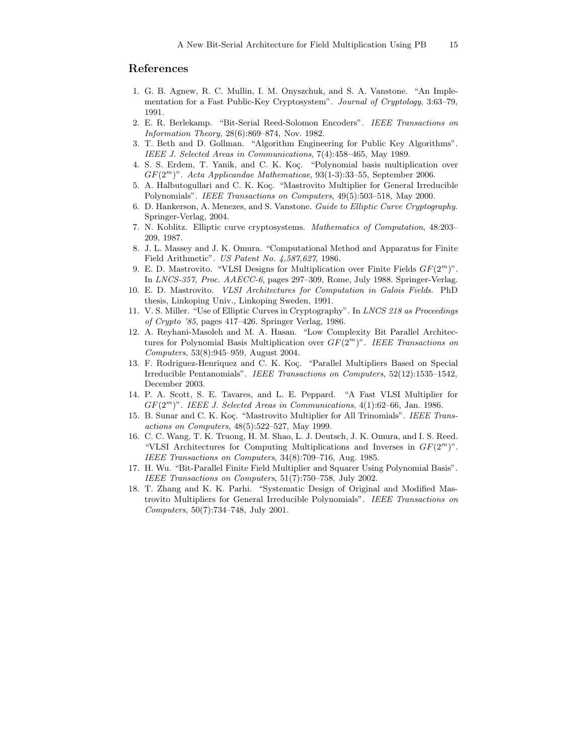## References

1. G. B. Agnew, R. C. Mullin, I. M. Onyszchuk, and S. A. Vanstone. "An Implementation for a Fast Public-Key Cryptosystem". *Journal of Cryptology*, 3:63–79, 1991.
2. E. R. Berlekamp. "Bit-Serial Reed-Solomon Encoders". *IEEE Transactions on Information Theory*, 28(6):869–874, Nov. 1982.
3. T. Beth and D. Gollman. "Algorithm Engineering for Public Key Algorithms". *IEEE J. Selected Areas in Communications*, 7(4):458–465, May 1989.
4. S. S. Erdem, T. Yanik, and C. K. Koç. "Polynomial basis multiplication over $GF(2^m)$". *Acta Applicandae Mathematicae*, 93(1-3):33–55, September 2006.
5. A. Halbutogullari and C. K. Koç. "Mastrovito Multiplier for General Irreducible Polynomials". *IEEE Transactions on Computers*, 49(5):503–518, May 2000.
6. D. Hankerson, A. Menezes, and S. Vanstone. *Guide to Elliptic Curve Cryptography*. Springer-Verlag, 2004.
7. N. Koblitz. Elliptic curve cryptosystems. *Mathematics of Computation*, 48:203–209, 1987.
8. J. L. Massey and J. K. Omura. "Computational Method and Apparatus for Finite Field Arithmetic". *US Patent No. 4,587,627*, 1986.
9. E. D. Mastrovito. "VLSI Designs for Multiplication over Finite Fields $GF(2^m)$". In *LNCS-357, Proc. AAECC-6*, pages 297–309, Rome, July 1988. Springer-Verlag.
10. E. D. Mastrovito. *VLSI Architectures for Computation in Galois Fields*. PhD thesis, Linkoping Univ., Linkoping Sweden, 1991.
11. V. S. Miller. "Use of Elliptic Curves in Cryptography". In *LNCS 218 as Proceedings of Crypto '85*, pages 417–426. Springer Verlag, 1986.
12. A. Reyhani-Masoleh and M. A. Hasan. "Low Complexity Bit Parallel Architectures for Polynomial Basis Multiplication over $GF(2^m)$". *IEEE Transactions on Computers*, 53(8):945–959, August 2004.
13. F. Rodriguez-Henriquez and C. K. Koç. "Parallel Multipliers Based on Special Irreducible Pentanomials". *IEEE Transactions on Computers*, 52(12):1535–1542, December 2003.
14. P. A. Scott, S. E. Tavares, and L. E. Peppard. "A Fast VLSI Multiplier for $GF(2^m)$". *IEEE J. Selected Areas in Communications*, 4(1):62–66, Jan. 1986.
15. B. Sunar and C. K. Koç. "Mastrovito Multiplier for All Trinomials". *IEEE Transactions on Computers*, 48(5):522–527, May 1999.
16. C. C. Wang, T. K. Truong, H. M. Shao, L. J. Deutsch, J. K. Omura, and I. S. Reed. "VLSI Architectures for Computing Multiplications and Inverses in $GF(2^m)$". *IEEE Transactions on Computers*, 34(8):709–716, Aug. 1985.
17. H. Wu. "Bit-Parallel Finite Field Multiplier and Squarer Using Polynomial Basis". *IEEE Transactions on Computers*, 51(7):750–758, July 2002.
18. T. Zhang and K. K. Parhi. "Systematic Design of Original and Modified Mastrovito Multipliers for General Irreducible Polynomials". *IEEE Transactions on Computers*, 50(7):734–748, July 2001.